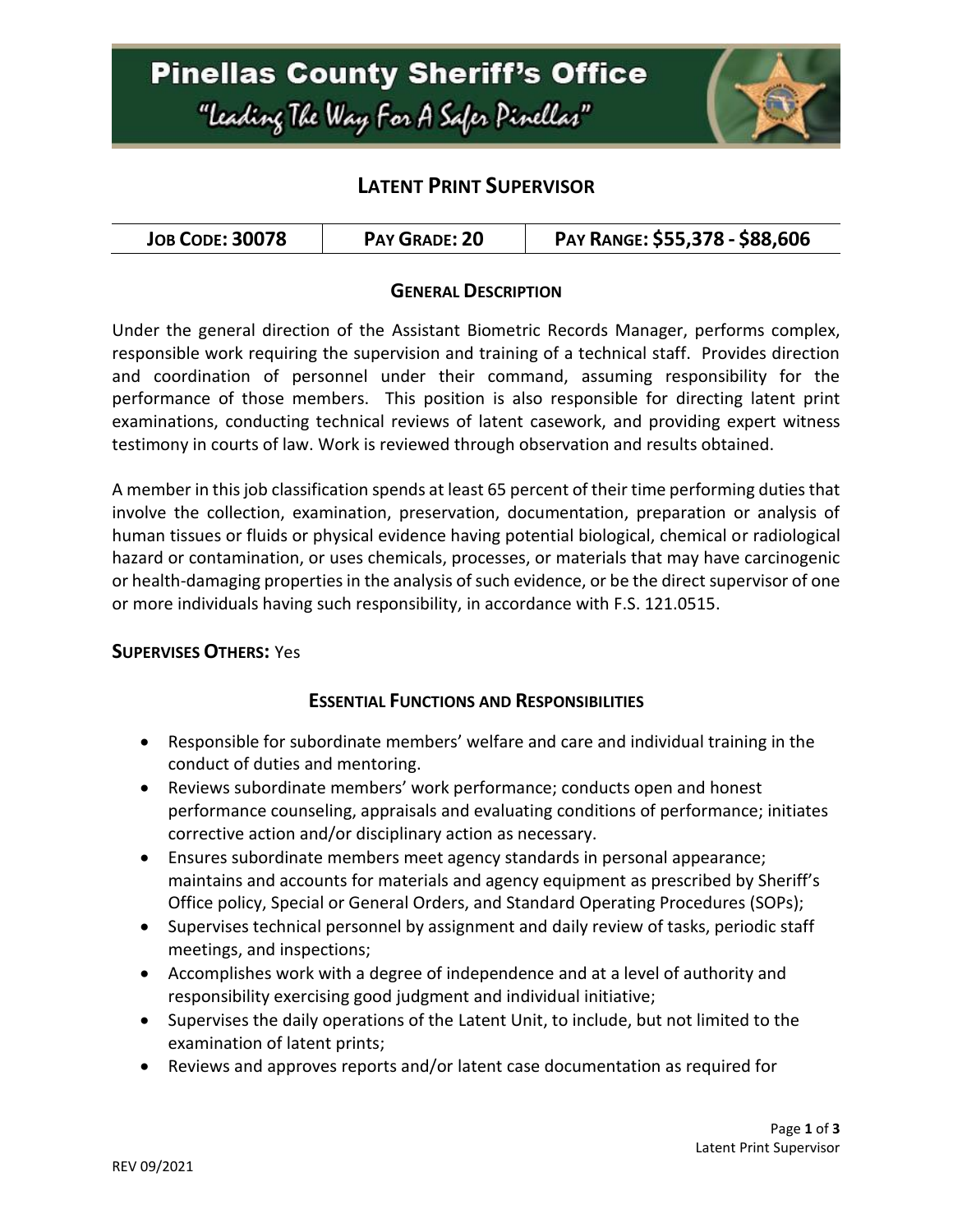# Pinellas County Sheriff's Office

*"Leading The Way For A Safer Pinellas"*

## LATENT PRINT SUPERVISOR

| JOB CODE: 30078 | PAY GRADE: 20 | PAY RANGE: $55,378 - $88,606 |
|---|---|---|

### GENERAL DESCRIPTION

Under the general direction of the Assistant Biometric Records Manager, performs complex, responsible work requiring the supervision and training of a technical staff. Provides direction and coordination of personnel under their command, assuming responsibility for the performance of those members. This position is also responsible for directing latent print examinations, conducting technical reviews of latent casework, and providing expert witness testimony in courts of law. Work is reviewed through observation and results obtained.

A member in this job classification spends at least 65 percent of their time performing duties that involve the collection, examination, preservation, documentation, preparation or analysis of human tissues or fluids or physical evidence having potential biological, chemical or radiological hazard or contamination, or uses chemicals, processes, or materials that may have carcinogenic or health-damaging properties in the analysis of such evidence, or be the direct supervisor of one or more individuals having such responsibility, in accordance with F.S. 121.0515.

**SUPERVISES OTHERS:** Yes

### ESSENTIAL FUNCTIONS AND RESPONSIBILITIES

- Responsible for subordinate members' welfare and care and individual training in the conduct of duties and mentoring.
- Reviews subordinate members' work performance; conducts open and honest performance counseling, appraisals and evaluating conditions of performance; initiates corrective action and/or disciplinary action as necessary.
- Ensures subordinate members meet agency standards in personal appearance; maintains and accounts for materials and agency equipment as prescribed by Sheriff's Office policy, Special or General Orders, and Standard Operating Procedures (SOPs);
- Supervises technical personnel by assignment and daily review of tasks, periodic staff meetings, and inspections;
- Accomplishes work with a degree of independence and at a level of authority and responsibility exercising good judgment and individual initiative;
- Supervises the daily operations of the Latent Unit, to include, but not limited to the examination of latent prints;
- Reviews and approves reports and/or latent case documentation as required for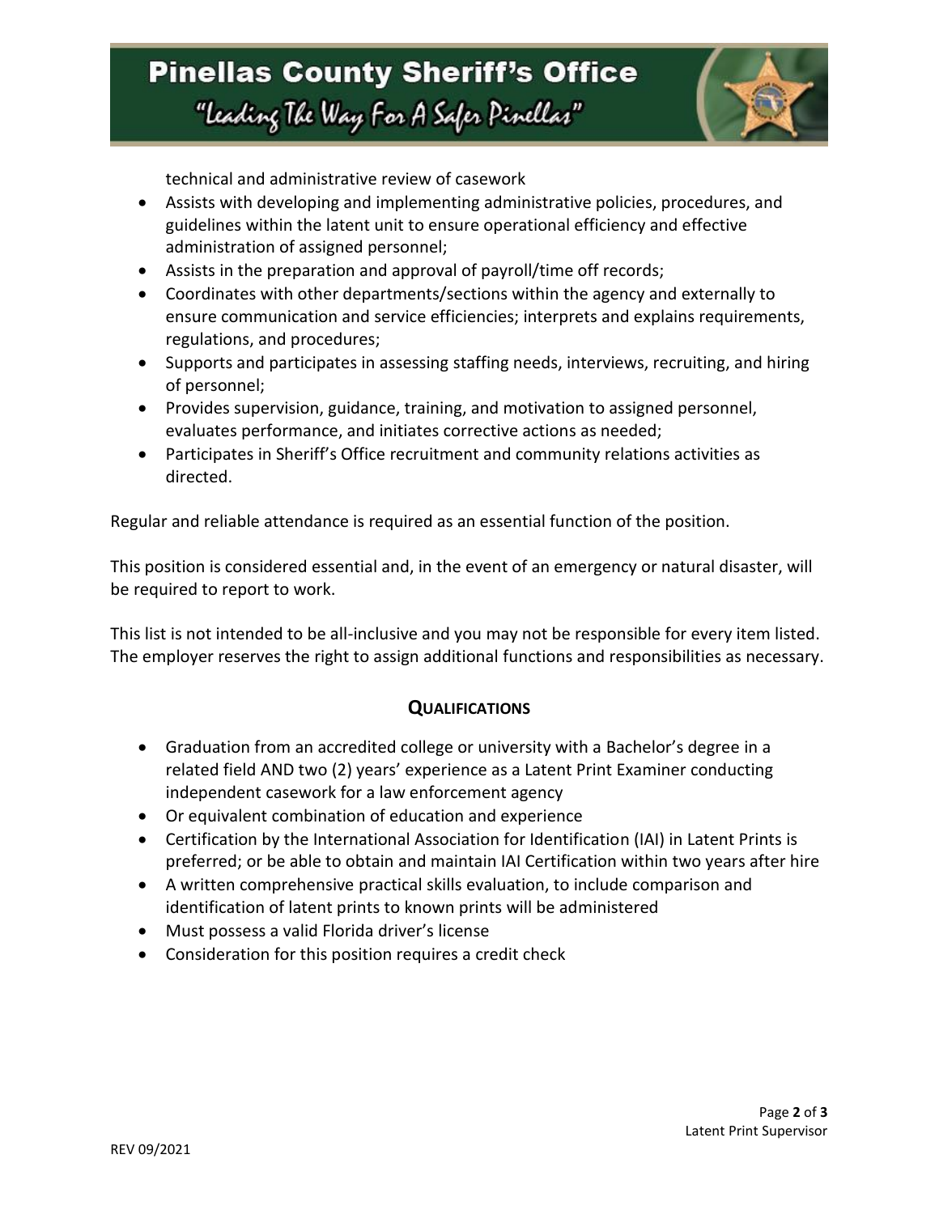technical and administrative review of casework

- Assists with developing and implementing administrative policies, procedures, and guidelines within the latent unit to ensure operational efficiency and effective administration of assigned personnel;
- Assists in the preparation and approval of payroll/time off records;
- Coordinates with other departments/sections within the agency and externally to ensure communication and service efficiencies; interprets and explains requirements, regulations, and procedures;
- Supports and participates in assessing staffing needs, interviews, recruiting, and hiring of personnel;
- Provides supervision, guidance, training, and motivation to assigned personnel, evaluates performance, and initiates corrective actions as needed;
- Participates in Sheriff's Office recruitment and community relations activities as directed.

Regular and reliable attendance is required as an essential function of the position.

This position is considered essential and, in the event of an emergency or natural disaster, will be required to report to work.

This list is not intended to be all-inclusive and you may not be responsible for every item listed. The employer reserves the right to assign additional functions and responsibilities as necessary.

## QUALIFICATIONS

- Graduation from an accredited college or university with a Bachelor's degree in a related field AND two (2) years' experience as a Latent Print Examiner conducting independent casework for a law enforcement agency
- Or equivalent combination of education and experience
- Certification by the International Association for Identification (IAI) in Latent Prints is preferred; or be able to obtain and maintain IAI Certification within two years after hire
- A written comprehensive practical skills evaluation, to include comparison and identification of latent prints to known prints will be administered
- Must possess a valid Florida driver's license
- Consideration for this position requires a credit check

REV 09/2021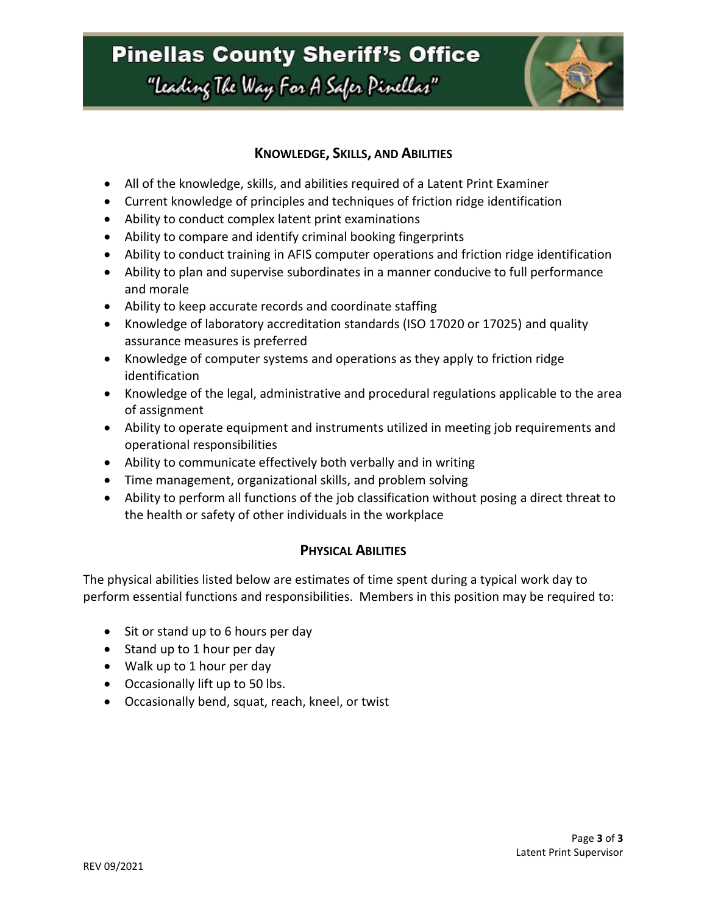## Knowledge, Skills, and Abilities

- All of the knowledge, skills, and abilities required of a Latent Print Examiner
- Current knowledge of principles and techniques of friction ridge identification
- Ability to conduct complex latent print examinations
- Ability to compare and identify criminal booking fingerprints
- Ability to conduct training in AFIS computer operations and friction ridge identification
- Ability to plan and supervise subordinates in a manner conducive to full performance and morale
- Ability to keep accurate records and coordinate staffing
- Knowledge of laboratory accreditation standards (ISO 17020 or 17025) and quality assurance measures is preferred
- Knowledge of computer systems and operations as they apply to friction ridge identification
- Knowledge of the legal, administrative and procedural regulations applicable to the area of assignment
- Ability to operate equipment and instruments utilized in meeting job requirements and operational responsibilities
- Ability to communicate effectively both verbally and in writing
- Time management, organizational skills, and problem solving
- Ability to perform all functions of the job classification without posing a direct threat to the health or safety of other individuals in the workplace

## Physical Abilities

The physical abilities listed below are estimates of time spent during a typical work day to perform essential functions and responsibilities. Members in this position may be required to:

- Sit or stand up to 6 hours per day
- Stand up to 1 hour per day
- Walk up to 1 hour per day
- Occasionally lift up to 50 lbs.
- Occasionally bend, squat, reach, kneel, or twist